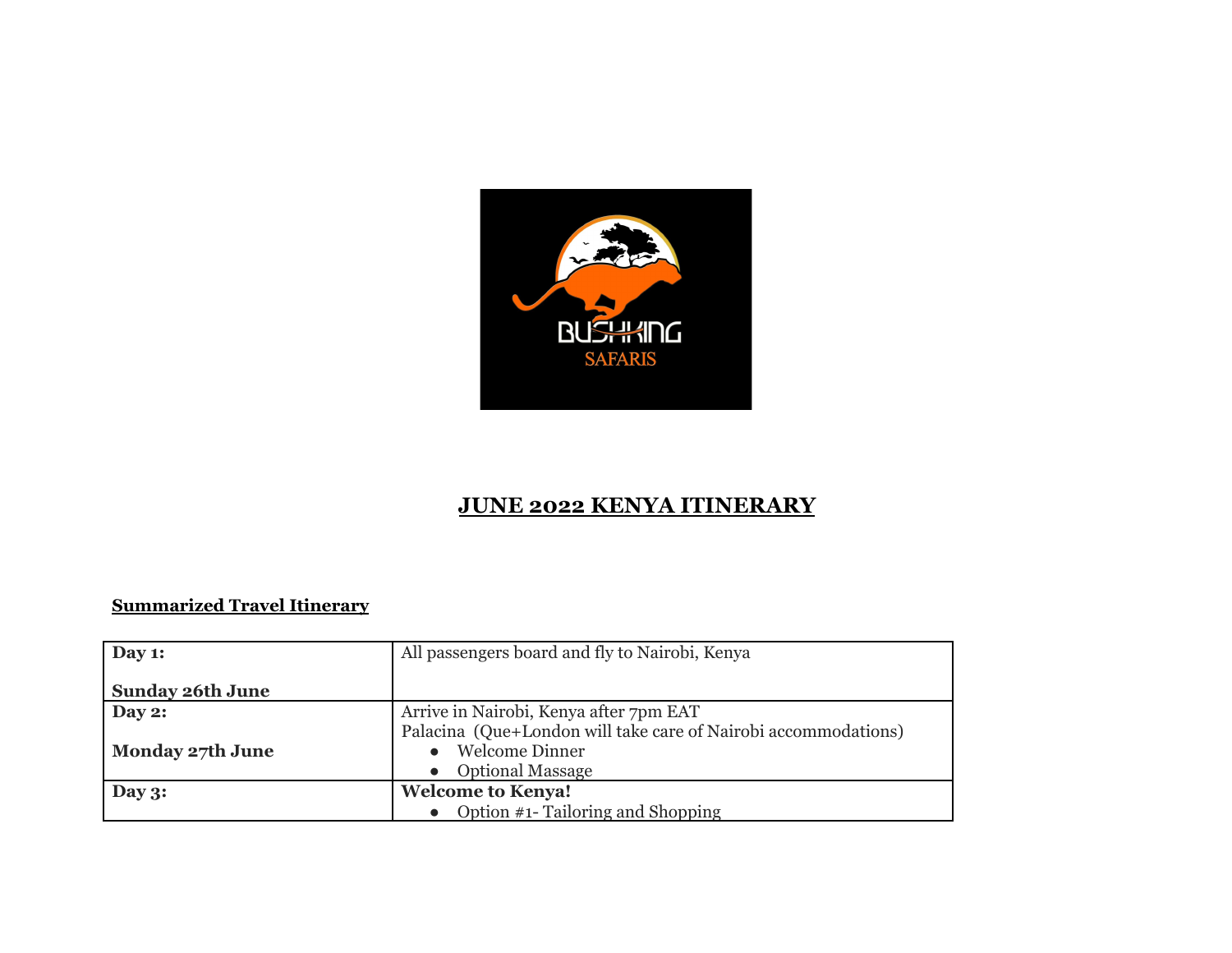# JUNE 2022 KENYA ITINERARY

## Summarized Travel Itinerary

| Day | Details |
|---|---|
| **Day 1:**<br><br>**Sunday 26th June** | All passengers board and fly to Nairobi, Kenya |
| **Day 2:**<br><br>**Monday 27th June** | Arrive in Nairobi, Kenya after 7pm EAT<br>Palacina (Que+London will take care of Nairobi accommodations)<br>● Welcome Dinner<br>● Optional Massage |
| **Day 3:** | **Welcome to Kenya!**<br>● Option #1- Tailoring and Shopping |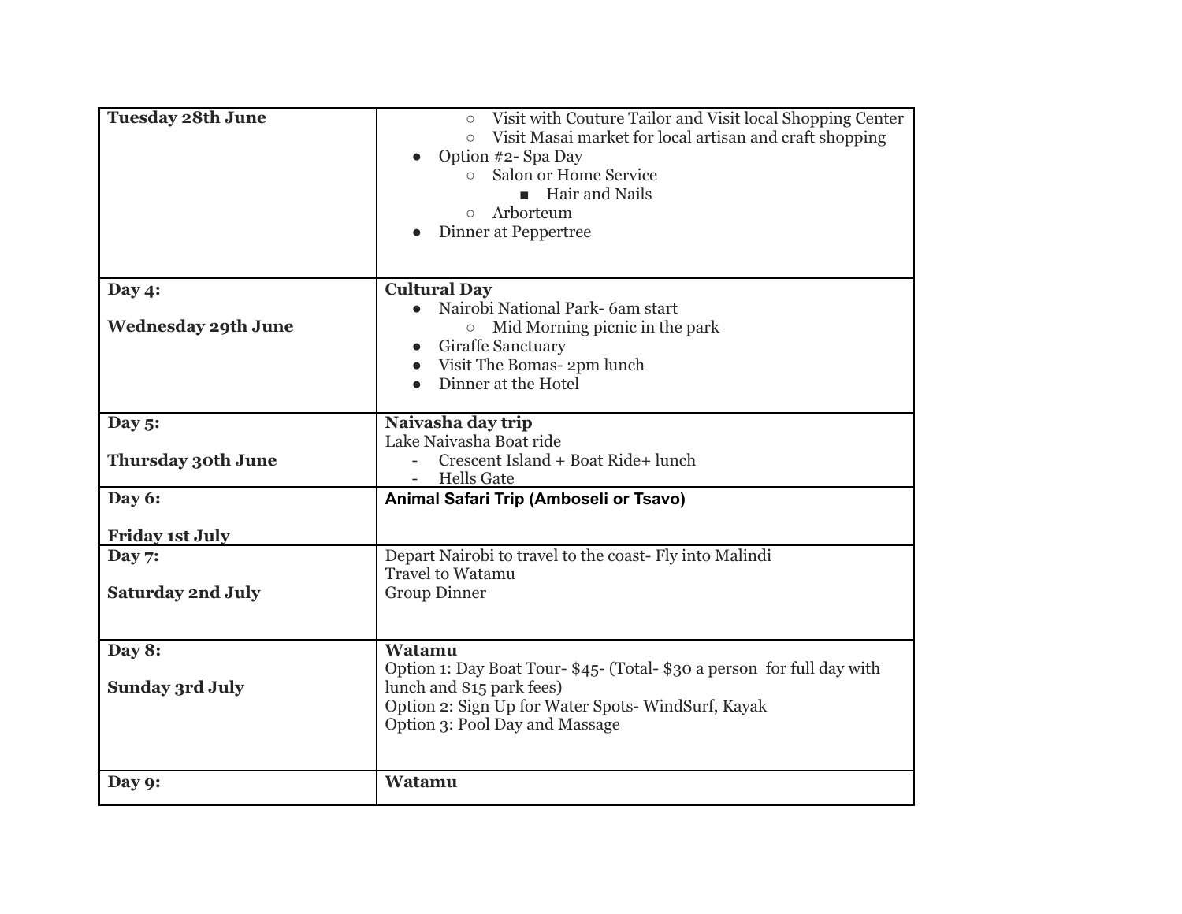| | |
|---|---|
| **Tuesday 28th June** | ◦ Visit with Couture Tailor and Visit local Shopping Center<br>◦ Visit Masai market for local artisan and craft shopping<br>• Option #2- Spa Day<br>◦ Salon or Home Service<br>▪ Hair and Nails<br>◦ Arborteum<br>• Dinner at Peppertree |
| **Day 4:**<br><br>**Wednesday 29th June** | **Cultural Day**<br>• Nairobi National Park- 6am start<br>◦ Mid Morning picnic in the park<br>• Giraffe Sanctuary<br>• Visit The Bomas- 2pm lunch<br>• Dinner at the Hotel |
| **Day 5:**<br><br>**Thursday 30th June** | **Naivasha day trip**<br>Lake Naivasha Boat ride<br>- Crescent Island + Boat Ride+ lunch<br>- Hells Gate |
| **Day 6:**<br><br>**Friday 1st July** | **Animal Safari Trip (Amboseli or Tsavo)** |
| **Day 7:**<br><br>**Saturday 2nd July** | Depart Nairobi to travel to the coast- Fly into Malindi<br>Travel to Watamu<br>Group Dinner |
| **Day 8:**<br><br>**Sunday 3rd July** | **Watamu**<br>Option 1: Day Boat Tour- $45- (Total- $30 a person for full day with lunch and $15 park fees)<br>Option 2: Sign Up for Water Spots- WindSurf, Kayak<br>Option 3: Pool Day and Massage |
| **Day 9:** | **Watamu** |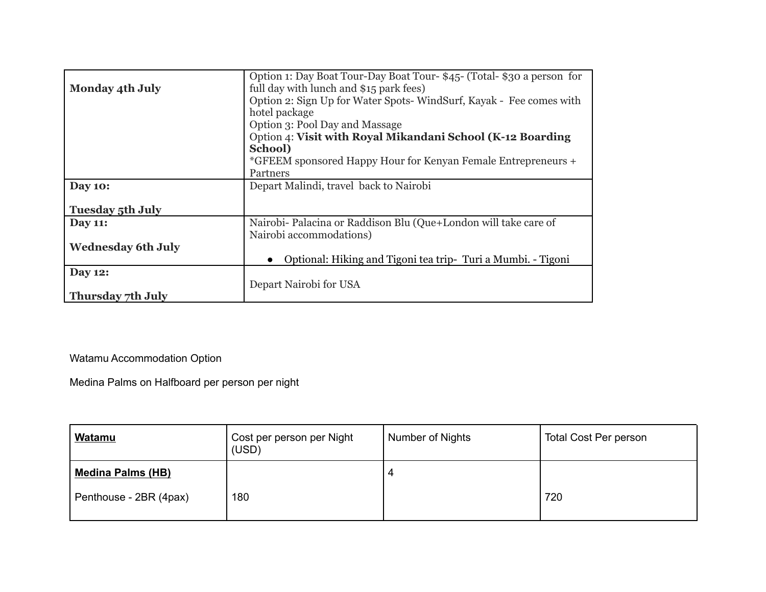| | |
|---|---|
| **Monday 4th July** | Option 1: Day Boat Tour-Day Boat Tour- $45- (Total- $30 a person for full day with lunch and $15 park fees)<br>Option 2: Sign Up for Water Spots- WindSurf, Kayak - Fee comes with hotel package<br>Option 3: Pool Day and Massage<br>Option 4: **Visit with Royal Mikandani School (K-12 Boarding School)**<br>*GFEEM sponsored Happy Hour for Kenyan Female Entrepreneurs + Partners |
| **Day 10:**<br><br>**Tuesday 5th July** | Depart Malindi, travel back to Nairobi |
| **Day 11:**<br><br>**Wednesday 6th July** | Nairobi- Palacina or Raddison Blu (Que+London will take care of Nairobi accommodations)<br><br>● Optional: Hiking and Tigoni tea trip- Turi a Mumbi. - Tigoni |
| **Day 12:**<br><br>**Thursday 7th July** | Depart Nairobi for USA |

Watamu Accommodation Option

Medina Palms on Halfboard per person per night

| **Watamu** | Cost per person per Night (USD) | Number of Nights | Total Cost Per person |
|---|---|---|---|
| **Medina Palms (HB)**<br><br>Penthouse - 2BR (4pax) | <br><br>180 | 4 | <br><br>720 |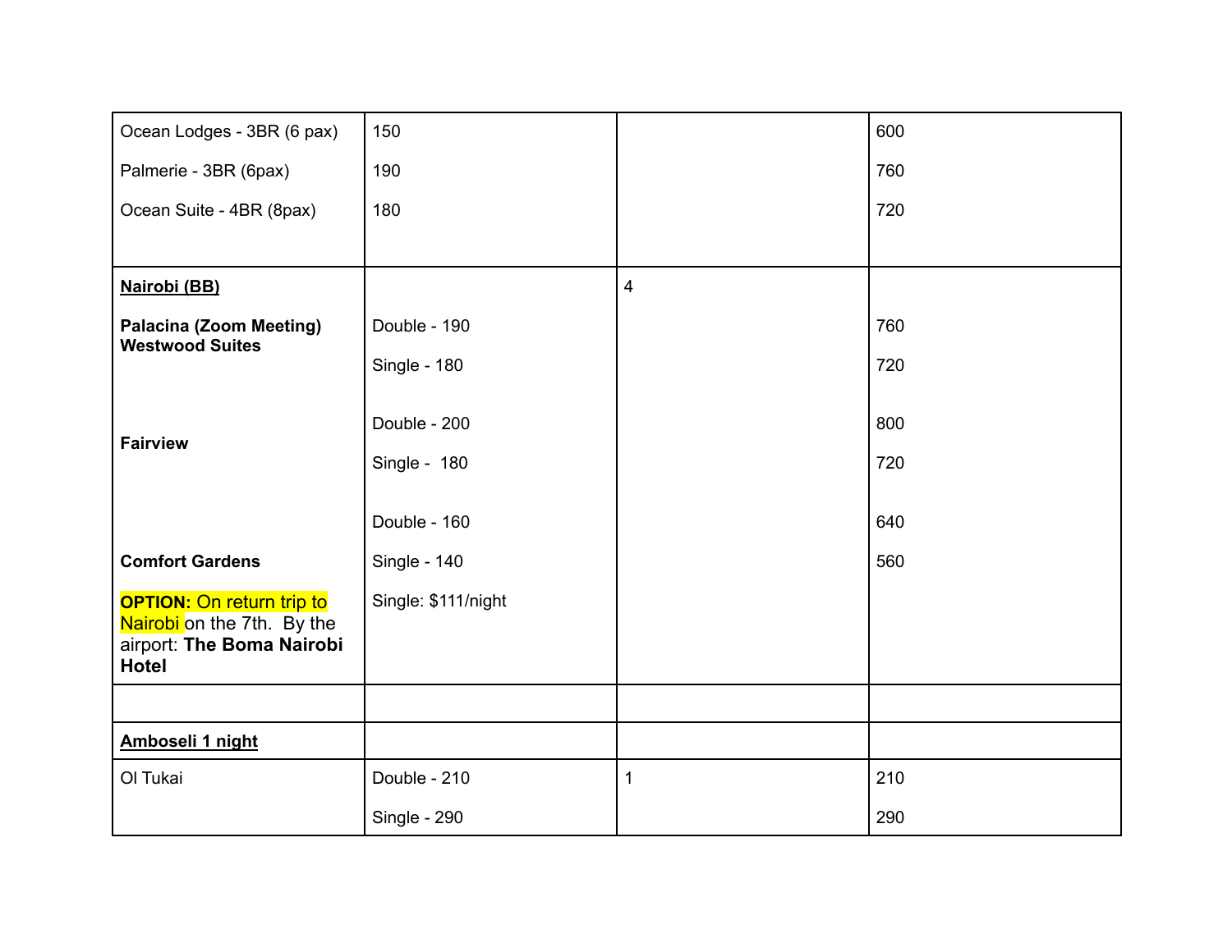| | | | |
|---|---|---|---|
| Ocean Lodges - 3BR (6 pax)<br><br>Palmerie - 3BR (6pax)<br><br>Ocean Suite - 4BR (8pax) | 150<br><br>190<br><br>180 | | 600<br><br>760<br><br>720 |
| **<u>Nairobi (BB)</u>**<br><br>**Palacina (Zoom Meeting) Westwood Suites**<br><br>**Fairview**<br><br>**Comfort Gardens**<br><br>**OPTION:** On return trip to Nairobi on the 7th. By the airport: **The Boma Nairobi Hotel** | Double - 190<br><br>Single - 180<br><br>Double - 200<br><br>Single - 180<br><br>Double - 160<br><br>Single - 140<br><br>Single: $111/night | 4 | 760<br><br>720<br><br>800<br><br>720<br><br>640<br><br>560 |
| | | | |
| **<u>Amboseli 1 night</u>** | | | |
| Ol Tukai | Double - 210<br><br>Single - 290 | 1 | 210<br><br>290 |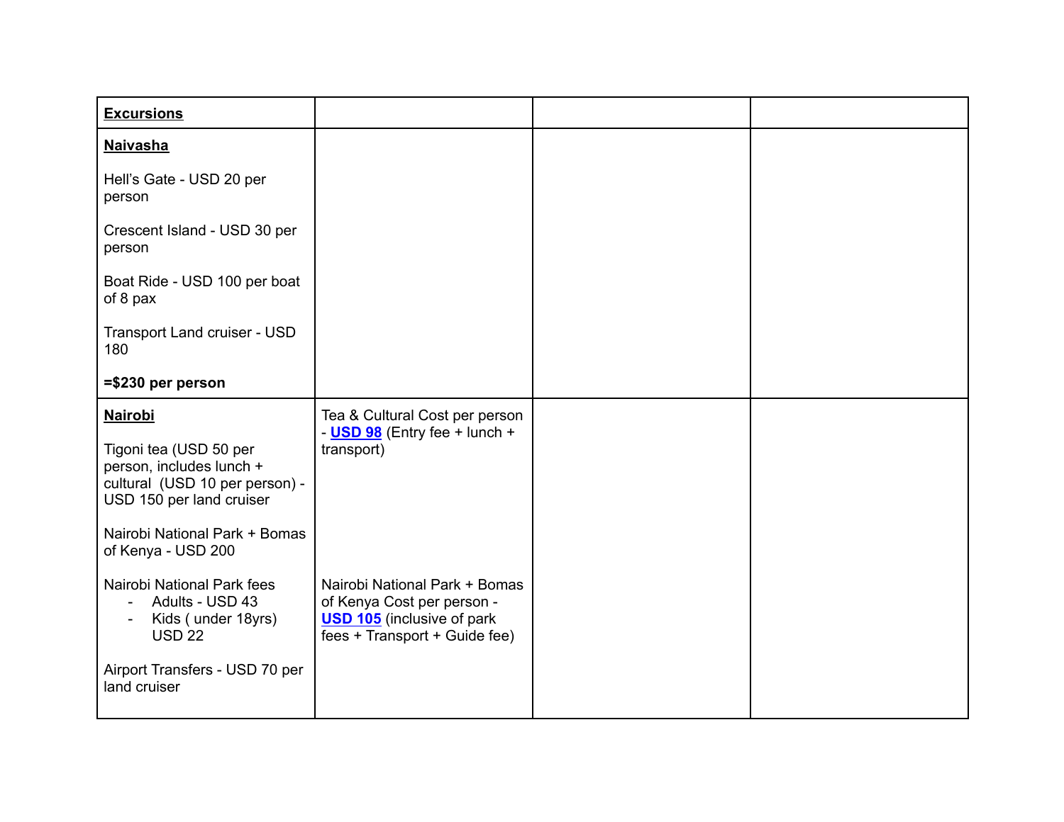| **Excursions** | | | |
|---|---|---|---|
| **Naivasha**<br><br>Hell's Gate - USD 20 per person<br><br>Crescent Island - USD 30 per person<br><br>Boat Ride - USD 100 per boat of 8 pax<br><br>Transport Land cruiser - USD 180<br><br>**=$230 per person** | | | |
| **Nairobi**<br><br>Tigoni tea (USD 50 per person, includes lunch + cultural (USD 10 per person) - USD 150 per land cruiser<br><br>Nairobi National Park + Bomas of Kenya - USD 200<br><br>Nairobi National Park fees<br>- Adults - USD 43<br>- Kids ( under 18yrs) USD 22<br><br>Airport Transfers - USD 70 per land cruiser | Tea & Cultural Cost per person - **USD 98** (Entry fee + lunch + transport)<br><br>Nairobi National Park + Bomas of Kenya Cost per person - **USD 105** (inclusive of park fees + Transport + Guide fee) | | |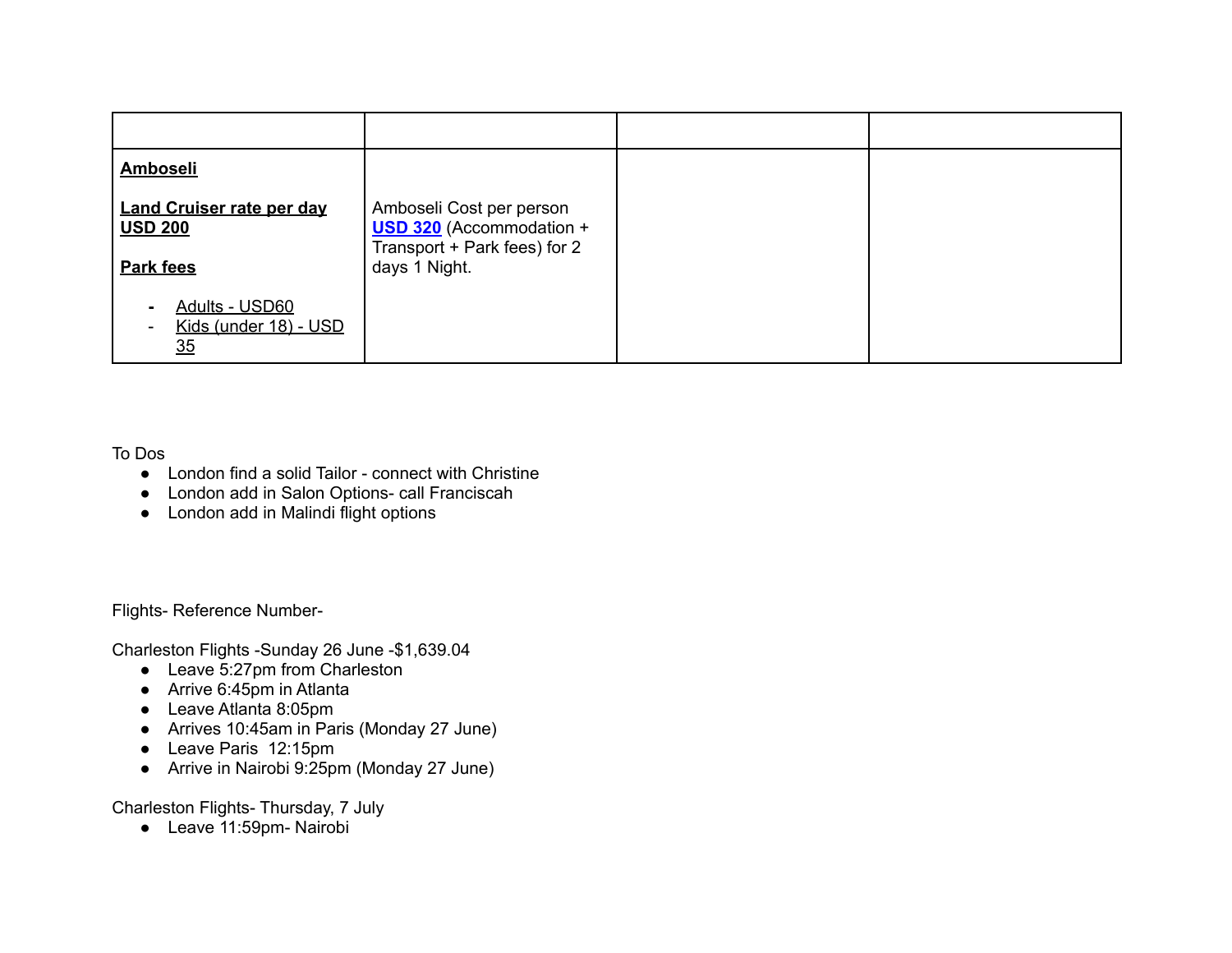| | | | |
|---|---|---|---|
| **Amboseli**<br><br>**Land Cruiser rate per day USD 200**<br><br>**Park fees**<br><br>- Adults - USD60<br>- Kids (under 18) - USD 35 | Amboseli Cost per person **USD 320** (Accommodation + Transport + Park fees) for 2 days 1 Night. | | |

To Dos

- London find a solid Tailor - connect with Christine
- London add in Salon Options- call Franciscah
- London add in Malindi flight options

Flights- Reference Number-

Charleston Flights -Sunday 26 June -$1,639.04

- Leave 5:27pm from Charleston
- Arrive 6:45pm in Atlanta
- Leave Atlanta 8:05pm
- Arrives 10:45am in Paris (Monday 27 June)
- Leave Paris 12:15pm
- Arrive in Nairobi 9:25pm (Monday 27 June)

Charleston Flights- Thursday, 7 July

- Leave 11:59pm- Nairobi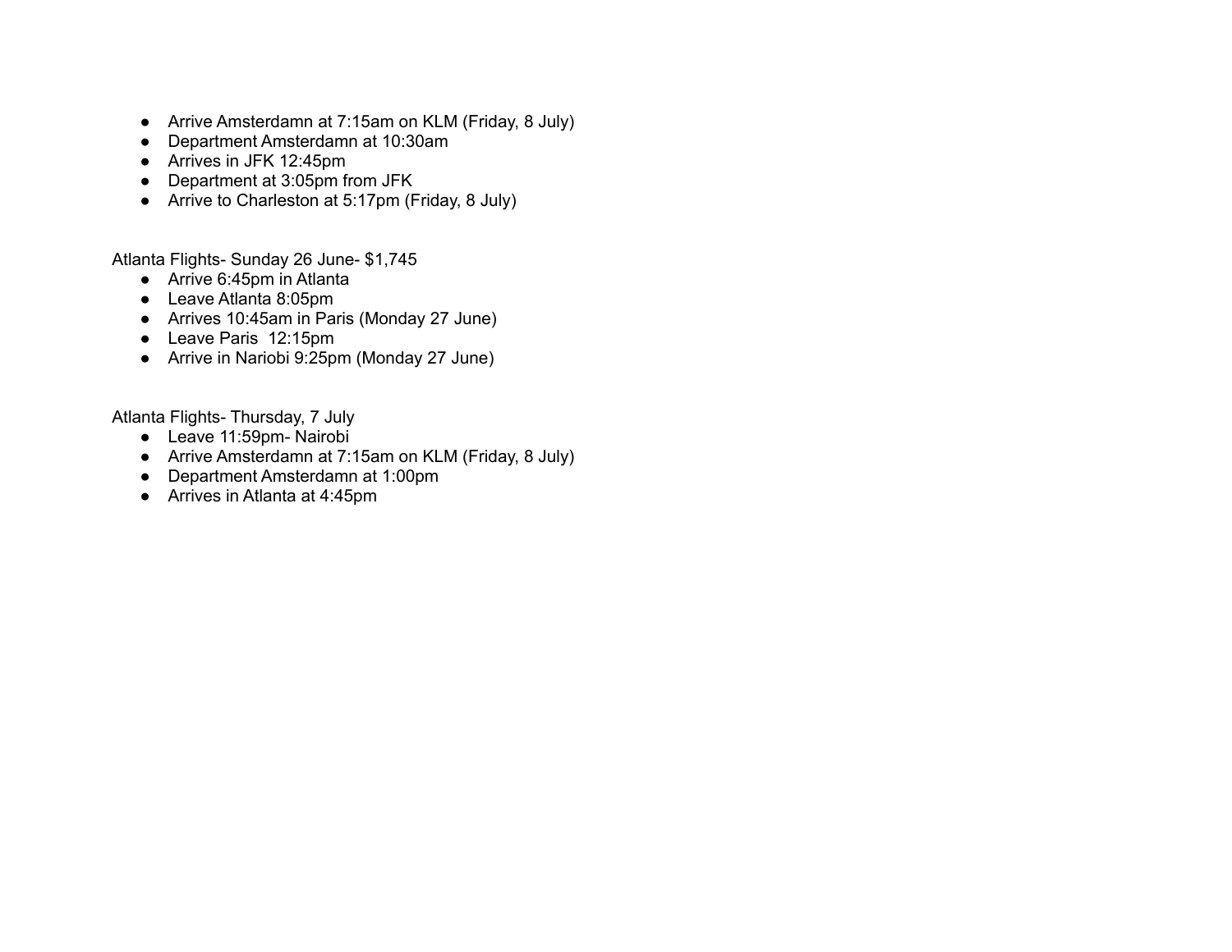- Arrive Amsterdamn at 7:15am on KLM (Friday, 8 July)
- Department Amsterdamn at 10:30am
- Arrives in JFK 12:45pm
- Department at 3:05pm from JFK
- Arrive to Charleston at 5:17pm (Friday, 8 July)

Atlanta Flights- Sunday 26 June- $1,745

- Arrive 6:45pm in Atlanta
- Leave Atlanta 8:05pm
- Arrives 10:45am in Paris (Monday 27 June)
- Leave Paris 12:15pm
- Arrive in Nariobi 9:25pm (Monday 27 June)

Atlanta Flights- Thursday, 7 July

- Leave 11:59pm- Nairobi
- Arrive Amsterdamn at 7:15am on KLM (Friday, 8 July)
- Department Amsterdamn at 1:00pm
- Arrives in Atlanta at 4:45pm